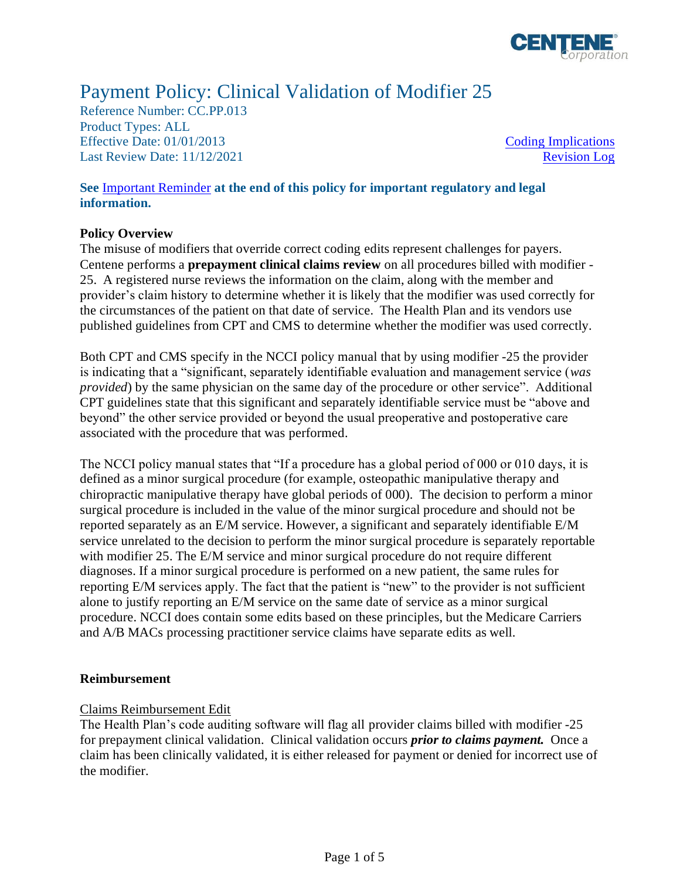# Payment Policy: Clinical Validation of Modifier 25

Reference Number: CC.PP.013
Product Types: ALL
Effective Date: 01/01/2013
Last Review Date: 11/12/2021

Coding Implications
Revision Log

**See Important Reminder at the end of this policy for important regulatory and legal information.**

## Policy Overview

The misuse of modifiers that override correct coding edits represent challenges for payers. Centene performs a **prepayment clinical claims review** on all procedures billed with modifier -25. A registered nurse reviews the information on the claim, along with the member and provider's claim history to determine whether it is likely that the modifier was used correctly for the circumstances of the patient on that date of service. The Health Plan and its vendors use published guidelines from CPT and CMS to determine whether the modifier was used correctly.

Both CPT and CMS specify in the NCCI policy manual that by using modifier -25 the provider is indicating that a "significant, separately identifiable evaluation and management service (*was provided*) by the same physician on the same day of the procedure or other service". Additional CPT guidelines state that this significant and separately identifiable service must be "above and beyond" the other service provided or beyond the usual preoperative and postoperative care associated with the procedure that was performed.

The NCCI policy manual states that "If a procedure has a global period of 000 or 010 days, it is defined as a minor surgical procedure (for example, osteopathic manipulative therapy and chiropractic manipulative therapy have global periods of 000). The decision to perform a minor surgical procedure is included in the value of the minor surgical procedure and should not be reported separately as an E/M service. However, a significant and separately identifiable E/M service unrelated to the decision to perform the minor surgical procedure is separately reportable with modifier 25. The E/M service and minor surgical procedure do not require different diagnoses. If a minor surgical procedure is performed on a new patient, the same rules for reporting E/M services apply. The fact that the patient is "new" to the provider is not sufficient alone to justify reporting an E/M service on the same date of service as a minor surgical procedure. NCCI does contain some edits based on these principles, but the Medicare Carriers and A/B MACs processing practitioner service claims have separate edits as well.

## Reimbursement

Claims Reimbursement Edit

The Health Plan's code auditing software will flag all provider claims billed with modifier -25 for prepayment clinical validation. Clinical validation occurs ***prior to claims payment.*** Once a claim has been clinically validated, it is either released for payment or denied for incorrect use of the modifier.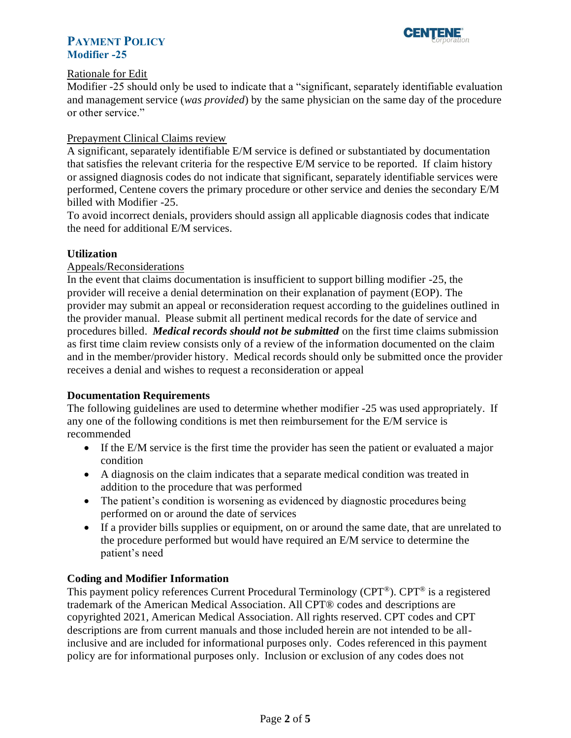Rationale for Edit

Modifier -25 should only be used to indicate that a "significant, separately identifiable evaluation and management service (*was provided*) by the same physician on the same day of the procedure or other service."

Prepayment Clinical Claims review

A significant, separately identifiable E/M service is defined or substantiated by documentation that satisfies the relevant criteria for the respective E/M service to be reported. If claim history or assigned diagnosis codes do not indicate that significant, separately identifiable services were performed, Centene covers the primary procedure or other service and denies the secondary E/M billed with Modifier -25.

To avoid incorrect denials, providers should assign all applicable diagnosis codes that indicate the need for additional E/M services.

**Utilization**

Appeals/Reconsiderations

In the event that claims documentation is insufficient to support billing modifier -25, the provider will receive a denial determination on their explanation of payment (EOP). The provider may submit an appeal or reconsideration request according to the guidelines outlined in the provider manual. Please submit all pertinent medical records for the date of service and procedures billed. ***Medical records should not be submitted*** on the first time claims submission as first time claim review consists only of a review of the information documented on the claim and in the member/provider history. Medical records should only be submitted once the provider receives a denial and wishes to request a reconsideration or appeal

**Documentation Requirements**

The following guidelines are used to determine whether modifier -25 was used appropriately. If any one of the following conditions is met then reimbursement for the E/M service is recommended

- If the E/M service is the first time the provider has seen the patient or evaluated a major condition
- A diagnosis on the claim indicates that a separate medical condition was treated in addition to the procedure that was performed
- The patient's condition is worsening as evidenced by diagnostic procedures being performed on or around the date of services
- If a provider bills supplies or equipment, on or around the same date, that are unrelated to the procedure performed but would have required an E/M service to determine the patient's need

**Coding and Modifier Information**

This payment policy references Current Procedural Terminology (CPT®). CPT® is a registered trademark of the American Medical Association. All CPT® codes and descriptions are copyrighted 2021, American Medical Association. All rights reserved. CPT codes and CPT descriptions are from current manuals and those included herein are not intended to be all-inclusive and are included for informational purposes only. Codes referenced in this payment policy are for informational purposes only. Inclusion or exclusion of any codes does not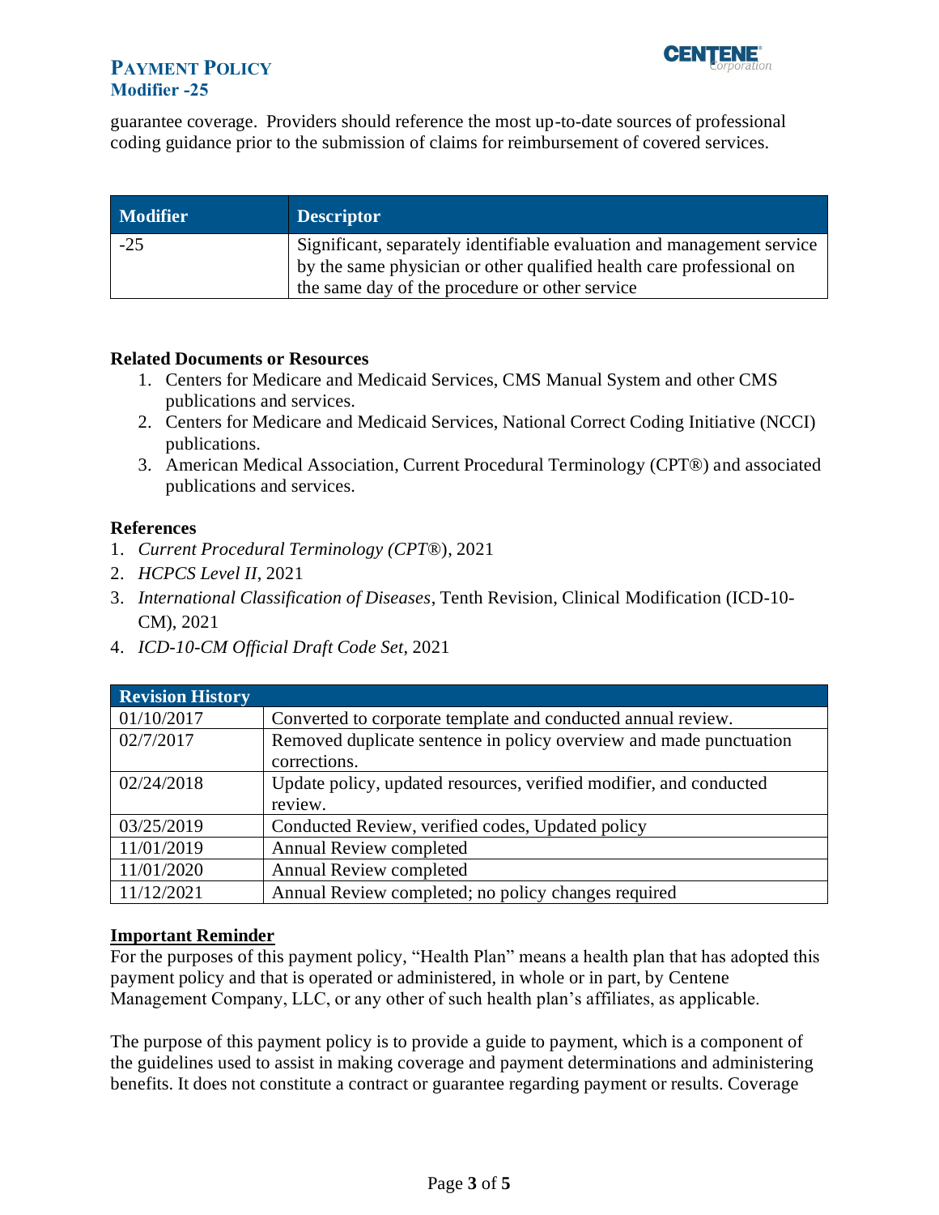guarantee coverage. Providers should reference the most up-to-date sources of professional coding guidance prior to the submission of claims for reimbursement of covered services.

| Modifier | Descriptor |
|---|---|
| -25 | Significant, separately identifiable evaluation and management service by the same physician or other qualified health care professional on the same day of the procedure or other service |

**Related Documents or Resources**

1. Centers for Medicare and Medicaid Services, CMS Manual System and other CMS publications and services.
2. Centers for Medicare and Medicaid Services, National Correct Coding Initiative (NCCI) publications.
3. American Medical Association, Current Procedural Terminology (CPT®) and associated publications and services.

**References**

1. *Current Procedural Terminology (CPT®)*, 2021
2. *HCPCS Level II*, 2021
3. *International Classification of Diseases*, Tenth Revision, Clinical Modification (ICD-10-CM), 2021
4. *ICD-10-CM Official Draft Code Set*, 2021

| Revision History | |
|---|---|
| 01/10/2017 | Converted to corporate template and conducted annual review. |
| 02/7/2017 | Removed duplicate sentence in policy overview and made punctuation corrections. |
| 02/24/2018 | Update policy, updated resources, verified modifier, and conducted review. |
| 03/25/2019 | Conducted Review, verified codes, Updated policy |
| 11/01/2019 | Annual Review completed |
| 11/01/2020 | Annual Review completed |
| 11/12/2021 | Annual Review completed; no policy changes required |

**Important Reminder**

For the purposes of this payment policy, "Health Plan" means a health plan that has adopted this payment policy and that is operated or administered, in whole or in part, by Centene Management Company, LLC, or any other of such health plan's affiliates, as applicable.

The purpose of this payment policy is to provide a guide to payment, which is a component of the guidelines used to assist in making coverage and payment determinations and administering benefits. It does not constitute a contract or guarantee regarding payment or results. Coverage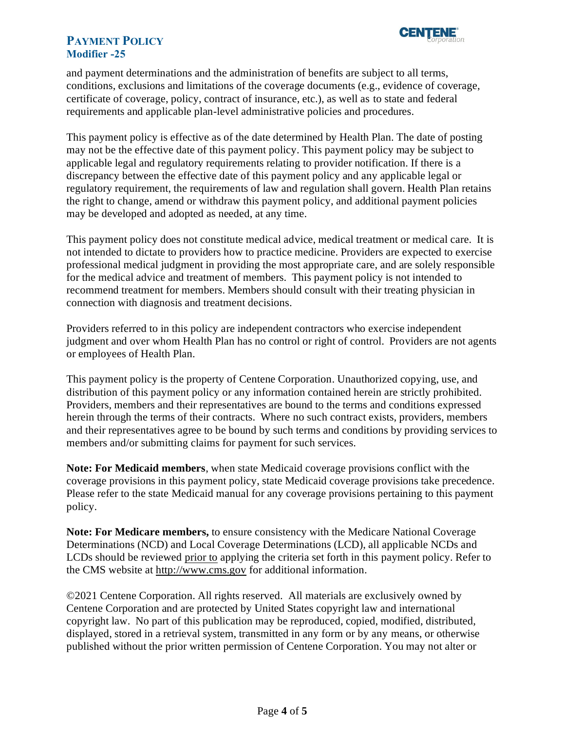and payment determinations and the administration of benefits are subject to all terms, conditions, exclusions and limitations of the coverage documents (e.g., evidence of coverage, certificate of coverage, policy, contract of insurance, etc.), as well as to state and federal requirements and applicable plan-level administrative policies and procedures.

This payment policy is effective as of the date determined by Health Plan. The date of posting may not be the effective date of this payment policy. This payment policy may be subject to applicable legal and regulatory requirements relating to provider notification. If there is a discrepancy between the effective date of this payment policy and any applicable legal or regulatory requirement, the requirements of law and regulation shall govern. Health Plan retains the right to change, amend or withdraw this payment policy, and additional payment policies may be developed and adopted as needed, at any time.

This payment policy does not constitute medical advice, medical treatment or medical care. It is not intended to dictate to providers how to practice medicine. Providers are expected to exercise professional medical judgment in providing the most appropriate care, and are solely responsible for the medical advice and treatment of members. This payment policy is not intended to recommend treatment for members. Members should consult with their treating physician in connection with diagnosis and treatment decisions.

Providers referred to in this policy are independent contractors who exercise independent judgment and over whom Health Plan has no control or right of control. Providers are not agents or employees of Health Plan.

This payment policy is the property of Centene Corporation. Unauthorized copying, use, and distribution of this payment policy or any information contained herein are strictly prohibited. Providers, members and their representatives are bound to the terms and conditions expressed herein through the terms of their contracts. Where no such contract exists, providers, members and their representatives agree to be bound by such terms and conditions by providing services to members and/or submitting claims for payment for such services.

**Note: For Medicaid members**, when state Medicaid coverage provisions conflict with the coverage provisions in this payment policy, state Medicaid coverage provisions take precedence. Please refer to the state Medicaid manual for any coverage provisions pertaining to this payment policy.

**Note: For Medicare members,** to ensure consistency with the Medicare National Coverage Determinations (NCD) and Local Coverage Determinations (LCD), all applicable NCDs and LCDs should be reviewed prior to applying the criteria set forth in this payment policy. Refer to the CMS website at http://www.cms.gov for additional information.

©2021 Centene Corporation. All rights reserved. All materials are exclusively owned by Centene Corporation and are protected by United States copyright law and international copyright law. No part of this publication may be reproduced, copied, modified, distributed, displayed, stored in a retrieval system, transmitted in any form or by any means, or otherwise published without the prior written permission of Centene Corporation. You may not alter or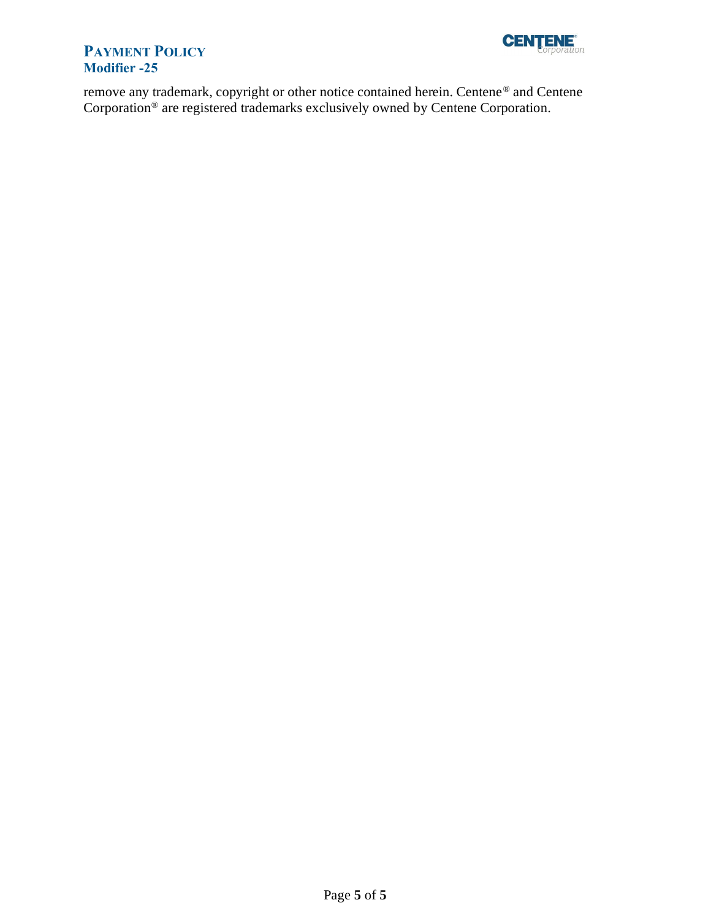remove any trademark, copyright or other notice contained herein. Centene® and Centene Corporation® are registered trademarks exclusively owned by Centene Corporation.